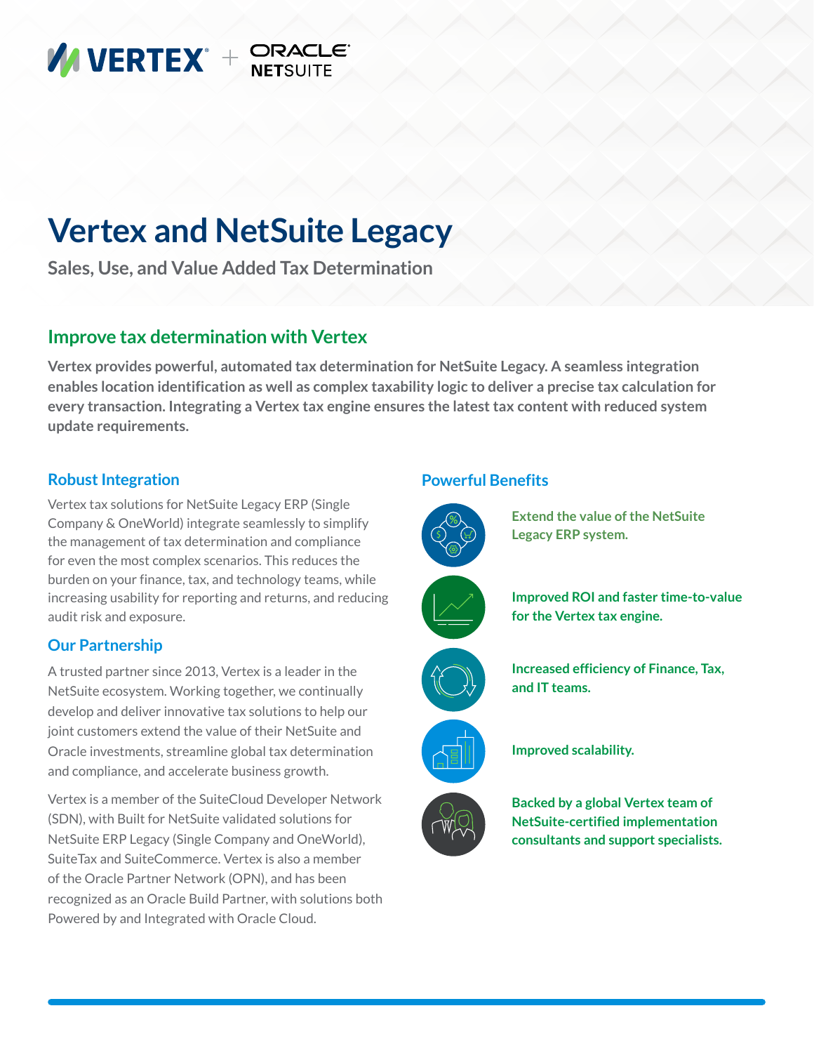VERTEX + ORACLE NETSUITE

# Vertex and NetSuite Legacy

**Sales, Use, and Value Added Tax Determination**

## Improve tax determination with Vertex

**Vertex provides powerful, automated tax determination for NetSuite Legacy. A seamless integration enables location identification as well as complex taxability logic to deliver a precise tax calculation for every transaction. Integrating a Vertex tax engine ensures the latest tax content with reduced system update requirements.**

### Robust Integration

Vertex tax solutions for NetSuite Legacy ERP (Single Company & OneWorld) integrate seamlessly to simplify the management of tax determination and compliance for even the most complex scenarios. This reduces the burden on your finance, tax, and technology teams, while increasing usability for reporting and returns, and reducing audit risk and exposure.

### Our Partnership

A trusted partner since 2013, Vertex is a leader in the NetSuite ecosystem. Working together, we continually develop and deliver innovative tax solutions to help our joint customers extend the value of their NetSuite and Oracle investments, streamline global tax determination and compliance, and accelerate business growth.

Vertex is a member of the SuiteCloud Developer Network (SDN), with Built for NetSuite validated solutions for NetSuite ERP Legacy (Single Company and OneWorld), SuiteTax and SuiteCommerce. Vertex is also a member of the Oracle Partner Network (OPN), and has been recognized as an Oracle Build Partner, with solutions both Powered by and Integrated with Oracle Cloud.

### Powerful Benefits

- **Extend the value of the NetSuite Legacy ERP system.**
- **Improved ROI and faster time-to-value for the Vertex tax engine.**
- **Increased efficiency of Finance, Tax, and IT teams.**
- **Improved scalability.**
- **Backed by a global Vertex team of NetSuite-certified implementation consultants and support specialists.**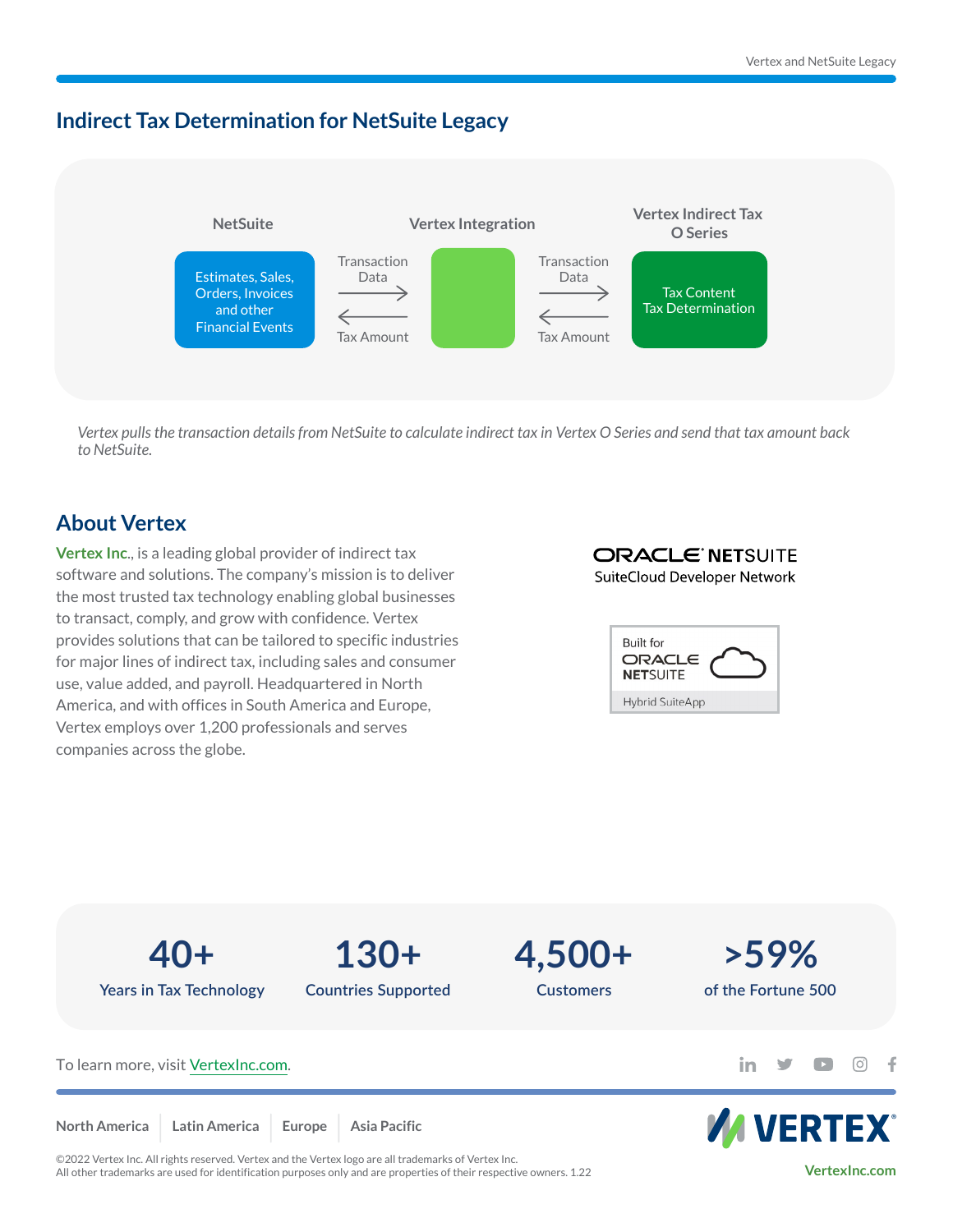## Indirect Tax Determination for NetSuite Legacy

NetSuite

Estimates, Sales, Orders, Invoices and other Financial Events

Transaction Data

Tax Amount

Vertex Integration

Transaction Data

Tax Amount

Vertex Indirect Tax O Series

Tax Content
Tax Determination

*Vertex pulls the transaction details from NetSuite to calculate indirect tax in Vertex O Series and send that tax amount back to NetSuite.*

## About Vertex

**Vertex Inc.**, is a leading global provider of indirect tax software and solutions. The company's mission is to deliver the most trusted tax technology enabling global businesses to transact, comply, and grow with confidence. Vertex provides solutions that can be tailored to specific industries for major lines of indirect tax, including sales and consumer use, value added, and payroll. Headquartered in North America, and with offices in South America and Europe, Vertex employs over 1,200 professionals and serves companies across the globe.

ORACLE NETSUITE
SuiteCloud Developer Network

Built for ORACLE NETSUITE
Hybrid SuiteApp

**40+** Years in Tax Technology

**130+** Countries Supported

**4,500+** Customers

**>59%** of the Fortune 500

To learn more, visit VertexInc.com.

North America | Latin America | Europe | Asia Pacific

©2022 Vertex Inc. All rights reserved. Vertex and the Vertex logo are all trademarks of Vertex Inc.
All other trademarks are used for identification purposes only and are properties of their respective owners. 1.22

VERTEX

VertexInc.com